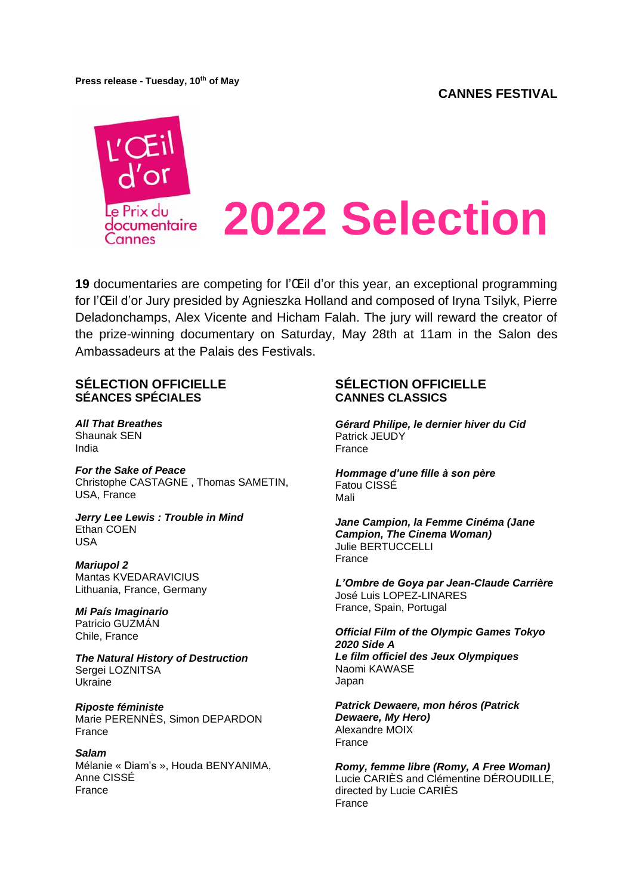Press release - Tuesday, 10th of May

**CANNES FESTIVAL**

L'Œil d'or
Le Prix du documentaire Cannes

# 2022 Selection

**19** documentaries are competing for l'Œil d'or this year, an exceptional programming for l'Œil d'or Jury presided by Agnieszka Holland and composed of Iryna Tsilyk, Pierre Deladonchamps, Alex Vicente and Hicham Falah. The jury will reward the creator of the prize-winning documentary on Saturday, May 28th at 11am in the Salon des Ambassadeurs at the Palais des Festivals.

## SÉLECTION OFFICIELLE SÉANCES SPÉCIALES

***All That Breathes***
Shaunak SEN
India

***For the Sake of Peace***
Christophe CASTAGNE , Thomas SAMETIN,
USA, France

***Jerry Lee Lewis : Trouble in Mind***
Ethan COEN
USA

***Mariupol 2***
Mantas KVEDARAVICIUS
Lithuania, France, Germany

***Mi País Imaginario***
Patricio GUZMÁN
Chile, France

***The Natural History of Destruction***
Sergei LOZNITSA
Ukraine

***Riposte féministe***
Marie PERENNÈS, Simon DEPARDON
France

***Salam***
Mélanie « Diam's », Houda BENYANIMA,
Anne CISSÉ
France

## SÉLECTION OFFICIELLE CANNES CLASSICS

***Gérard Philipe, le dernier hiver du Cid***
Patrick JEUDY
France

***Hommage d'une fille à son père***
Fatou CISSÉ
Mali

***Jane Campion, la Femme Cinéma (Jane Campion, The Cinema Woman)***
Julie BERTUCCELLI
France

***L'Ombre de Goya par Jean-Claude Carrière***
José Luis LOPEZ-LINARES
France, Spain, Portugal

***Official Film of the Olympic Games Tokyo 2020 Side A***
***Le film officiel des Jeux Olympiques***
Naomi KAWASE
Japan

***Patrick Dewaere, mon héros (Patrick Dewaere, My Hero)***
Alexandre MOIX
France

***Romy, femme libre (Romy, A Free Woman)***
Lucie CARIÈS and Clémentine DÉROUDILLE,
directed by Lucie CARIÈS
France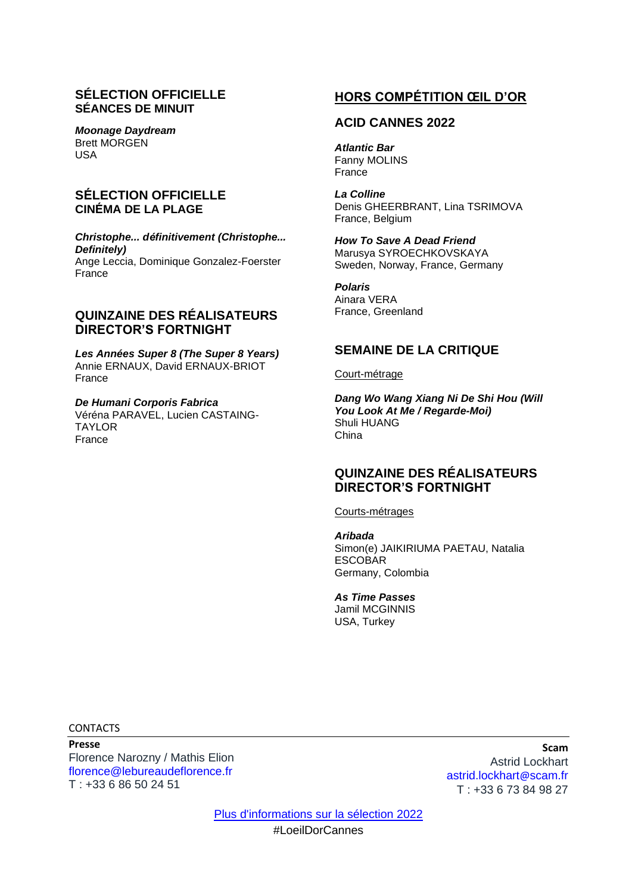## SÉLECTION OFFICIELLE
## SÉANCES DE MINUIT

***Moonage Daydream***
Brett MORGEN
USA

## SÉLECTION OFFICIELLE
## CINÉMA DE LA PLAGE

***Christophe... définitivement (Christophe... Definitely)***
Ange Leccia, Dominique Gonzalez-Foerster
France

## QUINZAINE DES RÉALISATEURS
## DIRECTOR'S FORTNIGHT

***Les Années Super 8 (The Super 8 Years)***
Annie ERNAUX, David ERNAUX-BRIOT
France

***De Humani Corporis Fabrica***
Véréna PARAVEL, Lucien CASTAING-TAYLOR
France

# HORS COMPÉTITION ŒIL D'OR

## ACID CANNES 2022

***Atlantic Bar***
Fanny MOLINS
France

***La Colline***
Denis GHEERBRANT, Lina TSRIMOVA
France, Belgium

***How To Save A Dead Friend***
Marusya SYROECHKOVSKAYA
Sweden, Norway, France, Germany

***Polaris***
Ainara VERA
France, Greenland

## SEMAINE DE LA CRITIQUE

Court-métrage

***Dang Wo Wang Xiang Ni De Shi Hou (Will You Look At Me / Regarde-Moi)***
Shuli HUANG
China

## QUINZAINE DES RÉALISATEURS
## DIRECTOR'S FORTNIGHT

Courts-métrages

***Aribada***
Simon(e) JAIKIRIUMA PAETAU, Natalia ESCOBAR
Germany, Colombia

***As Time Passes***
Jamil MCGINNIS
USA, Turkey

CONTACTS

**Presse**
Florence Narozny / Mathis Elion
florence@lebureaudeflorence.fr
T : +33 6 86 50 24 51

**Scam**
Astrid Lockhart
astrid.lockhart@scam.fr
T : +33 6 73 84 98 27

Plus d'informations sur la sélection 2022
#LoeilDorCannes